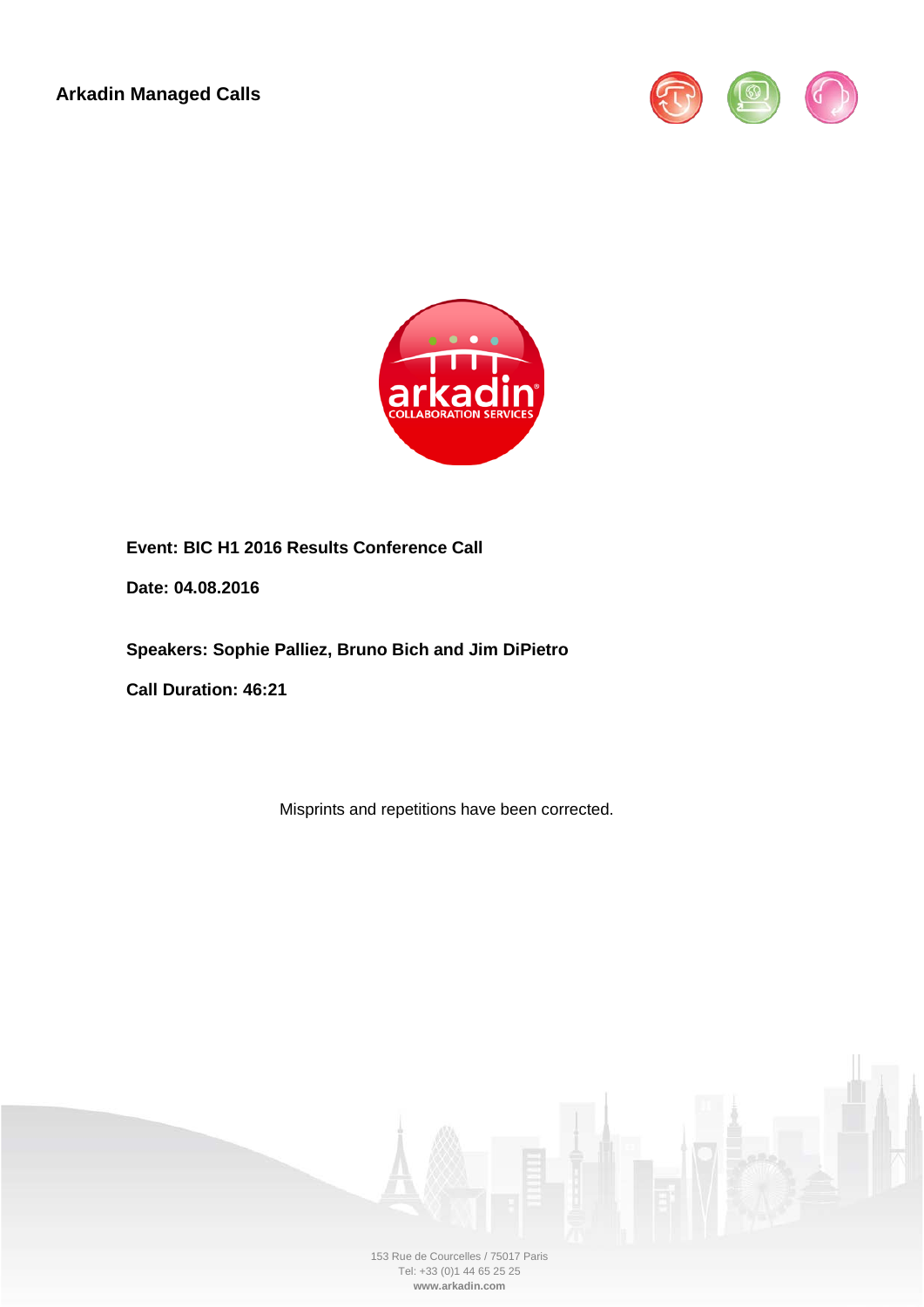**Arkadin Managed Calls**

**Event: BIC H1 2016 Results Conference Call**

**Date: 04.08.2016**

**Speakers: Sophie Palliez, Bruno Bich and Jim DiPietro**

**Call Duration: 46:21**

Misprints and repetitions have been corrected.

153 Rue de Courcelles / 75017 Paris
Tel: +33 (0)1 44 65 25 25
**www.arkadin.com**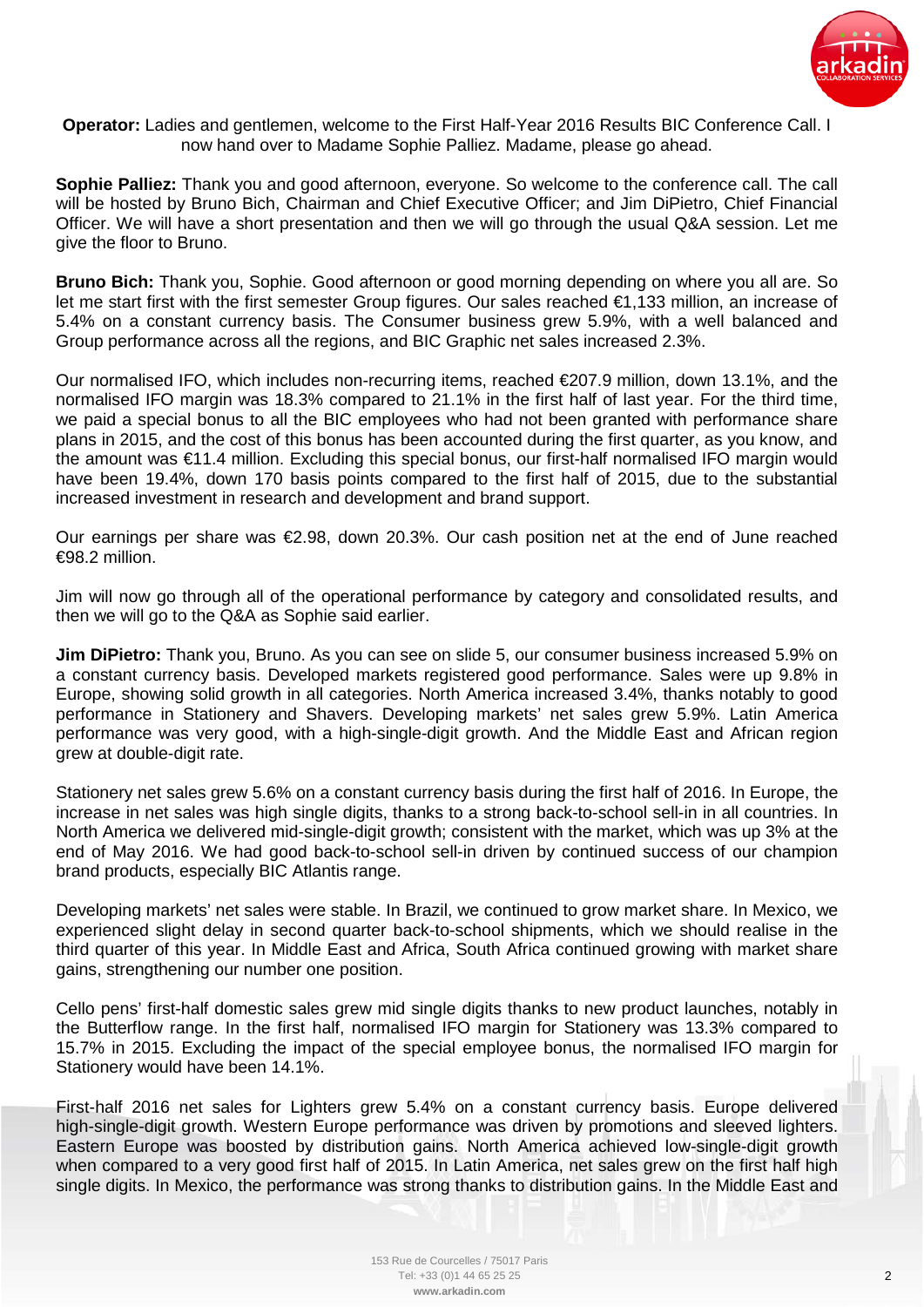**Operator:** Ladies and gentlemen, welcome to the First Half-Year 2016 Results BIC Conference Call. I now hand over to Madame Sophie Palliez. Madame, please go ahead.

**Sophie Palliez:** Thank you and good afternoon, everyone. So welcome to the conference call. The call will be hosted by Bruno Bich, Chairman and Chief Executive Officer; and Jim DiPietro, Chief Financial Officer. We will have a short presentation and then we will go through the usual Q&A session. Let me give the floor to Bruno.

**Bruno Bich:** Thank you, Sophie. Good afternoon or good morning depending on where you all are. So let me start first with the first semester Group figures. Our sales reached €1,133 million, an increase of 5.4% on a constant currency basis. The Consumer business grew 5.9%, with a well balanced and Group performance across all the regions, and BIC Graphic net sales increased 2.3%.

Our normalised IFO, which includes non-recurring items, reached €207.9 million, down 13.1%, and the normalised IFO margin was 18.3% compared to 21.1% in the first half of last year. For the third time, we paid a special bonus to all the BIC employees who had not been granted with performance share plans in 2015, and the cost of this bonus has been accounted during the first quarter, as you know, and the amount was €11.4 million. Excluding this special bonus, our first-half normalised IFO margin would have been 19.4%, down 170 basis points compared to the first half of 2015, due to the substantial increased investment in research and development and brand support.

Our earnings per share was €2.98, down 20.3%. Our cash position net at the end of June reached €98.2 million.

Jim will now go through all of the operational performance by category and consolidated results, and then we will go to the Q&A as Sophie said earlier.

**Jim DiPietro:** Thank you, Bruno. As you can see on slide 5, our consumer business increased 5.9% on a constant currency basis. Developed markets registered good performance. Sales were up 9.8% in Europe, showing solid growth in all categories. North America increased 3.4%, thanks notably to good performance in Stationery and Shavers. Developing markets' net sales grew 5.9%. Latin America performance was very good, with a high-single-digit growth. And the Middle East and African region grew at double-digit rate.

Stationery net sales grew 5.6% on a constant currency basis during the first half of 2016. In Europe, the increase in net sales was high single digits, thanks to a strong back-to-school sell-in in all countries. In North America we delivered mid-single-digit growth; consistent with the market, which was up 3% at the end of May 2016. We had good back-to-school sell-in driven by continued success of our champion brand products, especially BIC Atlantis range.

Developing markets' net sales were stable. In Brazil, we continued to grow market share. In Mexico, we experienced slight delay in second quarter back-to-school shipments, which we should realise in the third quarter of this year. In Middle East and Africa, South Africa continued growing with market share gains, strengthening our number one position.

Cello pens' first-half domestic sales grew mid single digits thanks to new product launches, notably in the Butterflow range. In the first half, normalised IFO margin for Stationery was 13.3% compared to 15.7% in 2015. Excluding the impact of the special employee bonus, the normalised IFO margin for Stationery would have been 14.1%.

First-half 2016 net sales for Lighters grew 5.4% on a constant currency basis. Europe delivered high-single-digit growth. Western Europe performance was driven by promotions and sleeved lighters. Eastern Europe was boosted by distribution gains. North America achieved low-single-digit growth when compared to a very good first half of 2015. In Latin America, net sales grew on the first half high single digits. In Mexico, the performance was strong thanks to distribution gains. In the Middle East and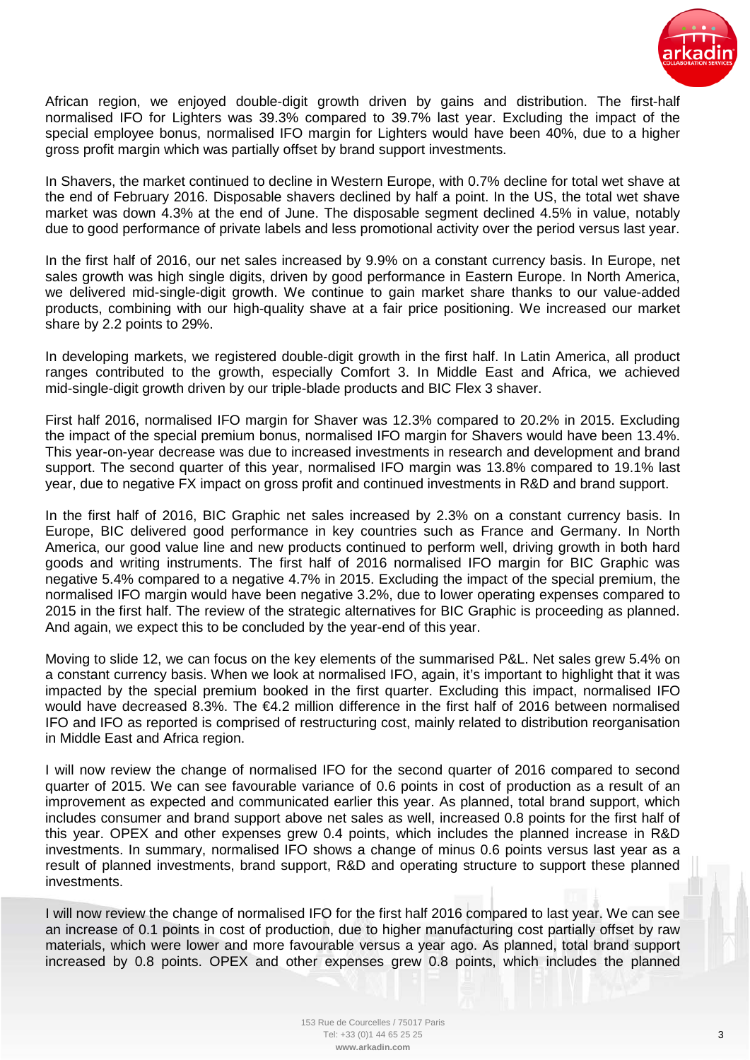African region, we enjoyed double-digit growth driven by gains and distribution. The first-half normalised IFO for Lighters was 39.3% compared to 39.7% last year. Excluding the impact of the special employee bonus, normalised IFO margin for Lighters would have been 40%, due to a higher gross profit margin which was partially offset by brand support investments.

In Shavers, the market continued to decline in Western Europe, with 0.7% decline for total wet shave at the end of February 2016. Disposable shavers declined by half a point. In the US, the total wet shave market was down 4.3% at the end of June. The disposable segment declined 4.5% in value, notably due to good performance of private labels and less promotional activity over the period versus last year.

In the first half of 2016, our net sales increased by 9.9% on a constant currency basis. In Europe, net sales growth was high single digits, driven by good performance in Eastern Europe. In North America, we delivered mid-single-digit growth. We continue to gain market share thanks to our value-added products, combining with our high-quality shave at a fair price positioning. We increased our market share by 2.2 points to 29%.

In developing markets, we registered double-digit growth in the first half. In Latin America, all product ranges contributed to the growth, especially Comfort 3. In Middle East and Africa, we achieved mid-single-digit growth driven by our triple-blade products and BIC Flex 3 shaver.

First half 2016, normalised IFO margin for Shaver was 12.3% compared to 20.2% in 2015. Excluding the impact of the special premium bonus, normalised IFO margin for Shavers would have been 13.4%. This year-on-year decrease was due to increased investments in research and development and brand support. The second quarter of this year, normalised IFO margin was 13.8% compared to 19.1% last year, due to negative FX impact on gross profit and continued investments in R&D and brand support.

In the first half of 2016, BIC Graphic net sales increased by 2.3% on a constant currency basis. In Europe, BIC delivered good performance in key countries such as France and Germany. In North America, our good value line and new products continued to perform well, driving growth in both hard goods and writing instruments. The first half of 2016 normalised IFO margin for BIC Graphic was negative 5.4% compared to a negative 4.7% in 2015. Excluding the impact of the special premium, the normalised IFO margin would have been negative 3.2%, due to lower operating expenses compared to 2015 in the first half. The review of the strategic alternatives for BIC Graphic is proceeding as planned. And again, we expect this to be concluded by the year-end of this year.

Moving to slide 12, we can focus on the key elements of the summarised P&L. Net sales grew 5.4% on a constant currency basis. When we look at normalised IFO, again, it's important to highlight that it was impacted by the special premium booked in the first quarter. Excluding this impact, normalised IFO would have decreased 8.3%. The €4.2 million difference in the first half of 2016 between normalised IFO and IFO as reported is comprised of restructuring cost, mainly related to distribution reorganisation in Middle East and Africa region.

I will now review the change of normalised IFO for the second quarter of 2016 compared to second quarter of 2015. We can see favourable variance of 0.6 points in cost of production as a result of an improvement as expected and communicated earlier this year. As planned, total brand support, which includes consumer and brand support above net sales as well, increased 0.8 points for the first half of this year. OPEX and other expenses grew 0.4 points, which includes the planned increase in R&D investments. In summary, normalised IFO shows a change of minus 0.6 points versus last year as a result of planned investments, brand support, R&D and operating structure to support these planned investments.

I will now review the change of normalised IFO for the first half 2016 compared to last year. We can see an increase of 0.1 points in cost of production, due to higher manufacturing cost partially offset by raw materials, which were lower and more favourable versus a year ago. As planned, total brand support increased by 0.8 points. OPEX and other expenses grew 0.8 points, which includes the planned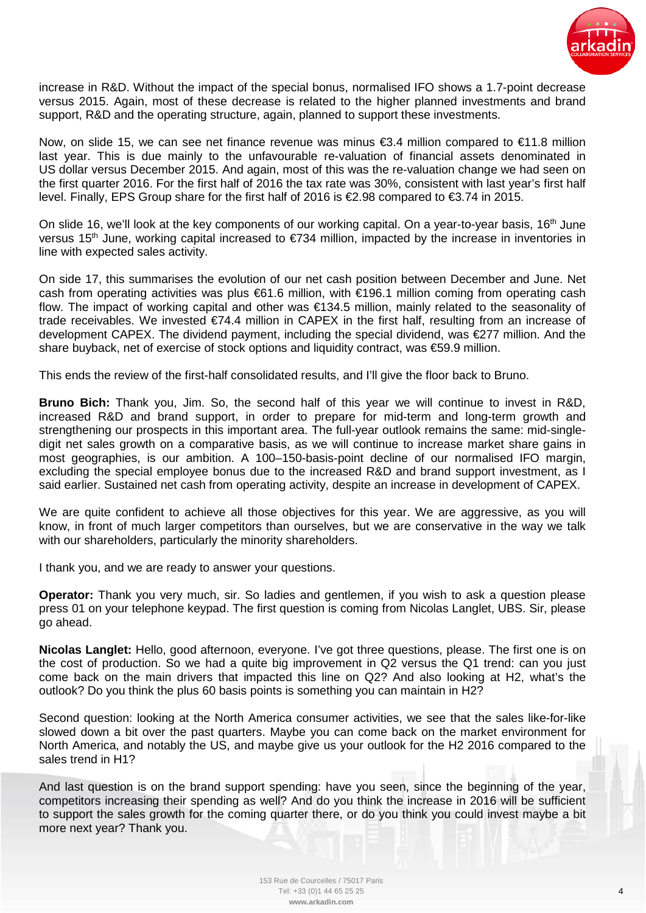increase in R&D. Without the impact of the special bonus, normalised IFO shows a 1.7-point decrease versus 2015. Again, most of these decrease is related to the higher planned investments and brand support, R&D and the operating structure, again, planned to support these investments.

Now, on slide 15, we can see net finance revenue was minus €3.4 million compared to €11.8 million last year. This is due mainly to the unfavourable re-valuation of financial assets denominated in US dollar versus December 2015. And again, most of this was the re-valuation change we had seen on the first quarter 2016. For the first half of 2016 the tax rate was 30%, consistent with last year's first half level. Finally, EPS Group share for the first half of 2016 is €2.98 compared to €3.74 in 2015.

On slide 16, we'll look at the key components of our working capital. On a year-to-year basis, 16th June versus 15th June, working capital increased to €734 million, impacted by the increase in inventories in line with expected sales activity.

On side 17, this summarises the evolution of our net cash position between December and June. Net cash from operating activities was plus €61.6 million, with €196.1 million coming from operating cash flow. The impact of working capital and other was €134.5 million, mainly related to the seasonality of trade receivables. We invested €74.4 million in CAPEX in the first half, resulting from an increase of development CAPEX. The dividend payment, including the special dividend, was €277 million. And the share buyback, net of exercise of stock options and liquidity contract, was €59.9 million.

This ends the review of the first-half consolidated results, and I'll give the floor back to Bruno.

**Bruno Bich:** Thank you, Jim. So, the second half of this year we will continue to invest in R&D, increased R&D and brand support, in order to prepare for mid-term and long-term growth and strengthening our prospects in this important area. The full-year outlook remains the same: mid-single-digit net sales growth on a comparative basis, as we will continue to increase market share gains in most geographies, is our ambition. A 100–150-basis-point decline of our normalised IFO margin, excluding the special employee bonus due to the increased R&D and brand support investment, as I said earlier. Sustained net cash from operating activity, despite an increase in development of CAPEX.

We are quite confident to achieve all those objectives for this year. We are aggressive, as you will know, in front of much larger competitors than ourselves, but we are conservative in the way we talk with our shareholders, particularly the minority shareholders.

I thank you, and we are ready to answer your questions.

**Operator:** Thank you very much, sir. So ladies and gentlemen, if you wish to ask a question please press 01 on your telephone keypad. The first question is coming from Nicolas Langlet, UBS. Sir, please go ahead.

**Nicolas Langlet:** Hello, good afternoon, everyone. I've got three questions, please. The first one is on the cost of production. So we had a quite big improvement in Q2 versus the Q1 trend: can you just come back on the main drivers that impacted this line on Q2? And also looking at H2, what's the outlook? Do you think the plus 60 basis points is something you can maintain in H2?

Second question: looking at the North America consumer activities, we see that the sales like-for-like slowed down a bit over the past quarters. Maybe you can come back on the market environment for North America, and notably the US, and maybe give us your outlook for the H2 2016 compared to the sales trend in H1?

And last question is on the brand support spending: have you seen, since the beginning of the year, competitors increasing their spending as well? And do you think the increase in 2016 will be sufficient to support the sales growth for the coming quarter there, or do you think you could invest maybe a bit more next year? Thank you.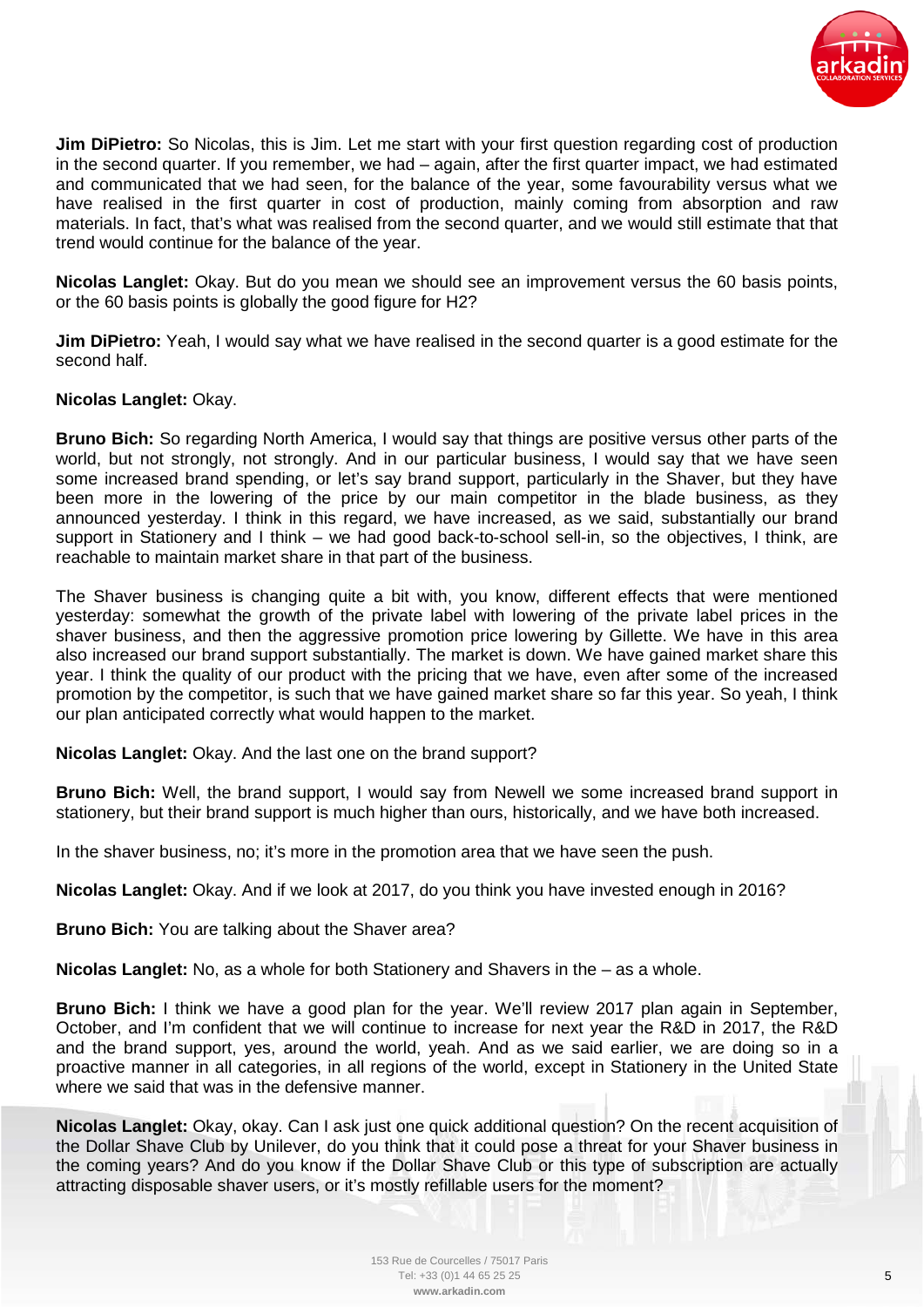**Jim DiPietro:** So Nicolas, this is Jim. Let me start with your first question regarding cost of production in the second quarter. If you remember, we had – again, after the first quarter impact, we had estimated and communicated that we had seen, for the balance of the year, some favourability versus what we have realised in the first quarter in cost of production, mainly coming from absorption and raw materials. In fact, that's what was realised from the second quarter, and we would still estimate that that trend would continue for the balance of the year.

**Nicolas Langlet:** Okay. But do you mean we should see an improvement versus the 60 basis points, or the 60 basis points is globally the good figure for H2?

**Jim DiPietro:** Yeah, I would say what we have realised in the second quarter is a good estimate for the second half.

**Nicolas Langlet:** Okay.

**Bruno Bich:** So regarding North America, I would say that things are positive versus other parts of the world, but not strongly, not strongly. And in our particular business, I would say that we have seen some increased brand spending, or let's say brand support, particularly in the Shaver, but they have been more in the lowering of the price by our main competitor in the blade business, as they announced yesterday. I think in this regard, we have increased, as we said, substantially our brand support in Stationery and I think – we had good back-to-school sell-in, so the objectives, I think, are reachable to maintain market share in that part of the business.

The Shaver business is changing quite a bit with, you know, different effects that were mentioned yesterday: somewhat the growth of the private label with lowering of the private label prices in the shaver business, and then the aggressive promotion price lowering by Gillette. We have in this area also increased our brand support substantially. The market is down. We have gained market share this year. I think the quality of our product with the pricing that we have, even after some of the increased promotion by the competitor, is such that we have gained market share so far this year. So yeah, I think our plan anticipated correctly what would happen to the market.

**Nicolas Langlet:** Okay. And the last one on the brand support?

**Bruno Bich:** Well, the brand support, I would say from Newell we some increased brand support in stationery, but their brand support is much higher than ours, historically, and we have both increased.

In the shaver business, no; it's more in the promotion area that we have seen the push.

**Nicolas Langlet:** Okay. And if we look at 2017, do you think you have invested enough in 2016?

**Bruno Bich:** You are talking about the Shaver area?

**Nicolas Langlet:** No, as a whole for both Stationery and Shavers in the – as a whole.

**Bruno Bich:** I think we have a good plan for the year. We'll review 2017 plan again in September, October, and I'm confident that we will continue to increase for next year the R&D in 2017, the R&D and the brand support, yes, around the world, yeah. And as we said earlier, we are doing so in a proactive manner in all categories, in all regions of the world, except in Stationery in the United State where we said that was in the defensive manner.

**Nicolas Langlet:** Okay, okay. Can I ask just one quick additional question? On the recent acquisition of the Dollar Shave Club by Unilever, do you think that it could pose a threat for your Shaver business in the coming years? And do you know if the Dollar Shave Club or this type of subscription are actually attracting disposable shaver users, or it's mostly refillable users for the moment?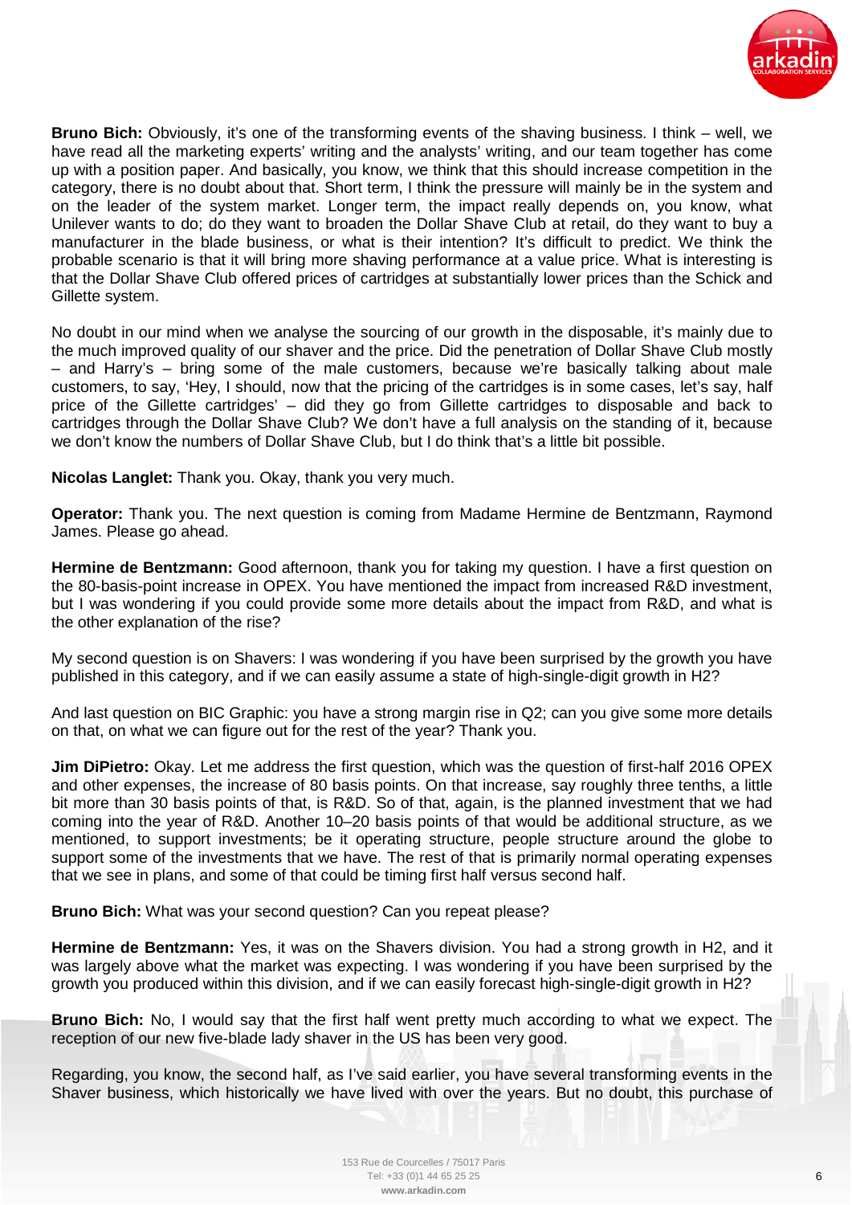**Bruno Bich:** Obviously, it's one of the transforming events of the shaving business. I think – well, we have read all the marketing experts' writing and the analysts' writing, and our team together has come up with a position paper. And basically, you know, we think that this should increase competition in the category, there is no doubt about that. Short term, I think the pressure will mainly be in the system and on the leader of the system market. Longer term, the impact really depends on, you know, what Unilever wants to do; do they want to broaden the Dollar Shave Club at retail, do they want to buy a manufacturer in the blade business, or what is their intention? It's difficult to predict. We think the probable scenario is that it will bring more shaving performance at a value price. What is interesting is that the Dollar Shave Club offered prices of cartridges at substantially lower prices than the Schick and Gillette system.

No doubt in our mind when we analyse the sourcing of our growth in the disposable, it's mainly due to the much improved quality of our shaver and the price. Did the penetration of Dollar Shave Club mostly – and Harry's – bring some of the male customers, because we're basically talking about male customers, to say, 'Hey, I should, now that the pricing of the cartridges is in some cases, let's say, half price of the Gillette cartridges' – did they go from Gillette cartridges to disposable and back to cartridges through the Dollar Shave Club? We don't have a full analysis on the standing of it, because we don't know the numbers of Dollar Shave Club, but I do think that's a little bit possible.

**Nicolas Langlet:** Thank you. Okay, thank you very much.

**Operator:** Thank you. The next question is coming from Madame Hermine de Bentzmann, Raymond James. Please go ahead.

**Hermine de Bentzmann:** Good afternoon, thank you for taking my question. I have a first question on the 80-basis-point increase in OPEX. You have mentioned the impact from increased R&D investment, but I was wondering if you could provide some more details about the impact from R&D, and what is the other explanation of the rise?

My second question is on Shavers: I was wondering if you have been surprised by the growth you have published in this category, and if we can easily assume a state of high-single-digit growth in H2?

And last question on BIC Graphic: you have a strong margin rise in Q2; can you give some more details on that, on what we can figure out for the rest of the year? Thank you.

**Jim DiPietro:** Okay. Let me address the first question, which was the question of first-half 2016 OPEX and other expenses, the increase of 80 basis points. On that increase, say roughly three tenths, a little bit more than 30 basis points of that, is R&D. So of that, again, is the planned investment that we had coming into the year of R&D. Another 10–20 basis points of that would be additional structure, as we mentioned, to support investments; be it operating structure, people structure around the globe to support some of the investments that we have. The rest of that is primarily normal operating expenses that we see in plans, and some of that could be timing first half versus second half.

**Bruno Bich:** What was your second question? Can you repeat please?

**Hermine de Bentzmann:** Yes, it was on the Shavers division. You had a strong growth in H2, and it was largely above what the market was expecting. I was wondering if you have been surprised by the growth you produced within this division, and if we can easily forecast high-single-digit growth in H2?

**Bruno Bich:** No, I would say that the first half went pretty much according to what we expect. The reception of our new five-blade lady shaver in the US has been very good.

Regarding, you know, the second half, as I've said earlier, you have several transforming events in the Shaver business, which historically we have lived with over the years. But no doubt, this purchase of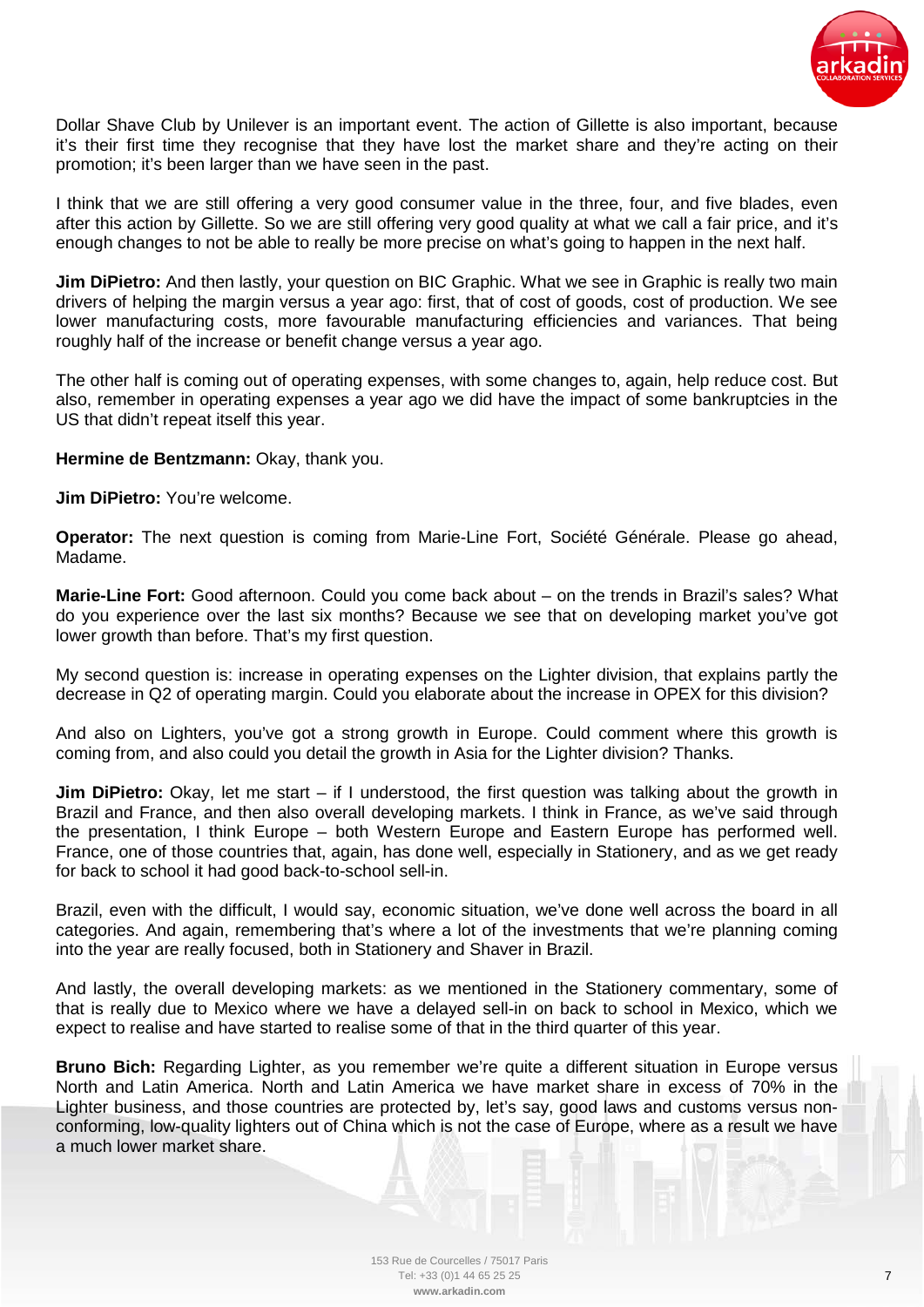Dollar Shave Club by Unilever is an important event. The action of Gillette is also important, because it's their first time they recognise that they have lost the market share and they're acting on their promotion; it's been larger than we have seen in the past.

I think that we are still offering a very good consumer value in the three, four, and five blades, even after this action by Gillette. So we are still offering very good quality at what we call a fair price, and it's enough changes to not be able to really be more precise on what's going to happen in the next half.

**Jim DiPietro:** And then lastly, your question on BIC Graphic. What we see in Graphic is really two main drivers of helping the margin versus a year ago: first, that of cost of goods, cost of production. We see lower manufacturing costs, more favourable manufacturing efficiencies and variances. That being roughly half of the increase or benefit change versus a year ago.

The other half is coming out of operating expenses, with some changes to, again, help reduce cost. But also, remember in operating expenses a year ago we did have the impact of some bankruptcies in the US that didn't repeat itself this year.

**Hermine de Bentzmann:** Okay, thank you.

**Jim DiPietro:** You're welcome.

**Operator:** The next question is coming from Marie-Line Fort, Société Générale. Please go ahead, Madame.

**Marie-Line Fort:** Good afternoon. Could you come back about – on the trends in Brazil's sales? What do you experience over the last six months? Because we see that on developing market you've got lower growth than before. That's my first question.

My second question is: increase in operating expenses on the Lighter division, that explains partly the decrease in Q2 of operating margin. Could you elaborate about the increase in OPEX for this division?

And also on Lighters, you've got a strong growth in Europe. Could comment where this growth is coming from, and also could you detail the growth in Asia for the Lighter division? Thanks.

**Jim DiPietro:** Okay, let me start – if I understood, the first question was talking about the growth in Brazil and France, and then also overall developing markets. I think in France, as we've said through the presentation, I think Europe – both Western Europe and Eastern Europe has performed well. France, one of those countries that, again, has done well, especially in Stationery, and as we get ready for back to school it had good back-to-school sell-in.

Brazil, even with the difficult, I would say, economic situation, we've done well across the board in all categories. And again, remembering that's where a lot of the investments that we're planning coming into the year are really focused, both in Stationery and Shaver in Brazil.

And lastly, the overall developing markets: as we mentioned in the Stationery commentary, some of that is really due to Mexico where we have a delayed sell-in on back to school in Mexico, which we expect to realise and have started to realise some of that in the third quarter of this year.

**Bruno Bich:** Regarding Lighter, as you remember we're quite a different situation in Europe versus North and Latin America. North and Latin America we have market share in excess of 70% in the Lighter business, and those countries are protected by, let's say, good laws and customs versus non-conforming, low-quality lighters out of China which is not the case of Europe, where as a result we have a much lower market share.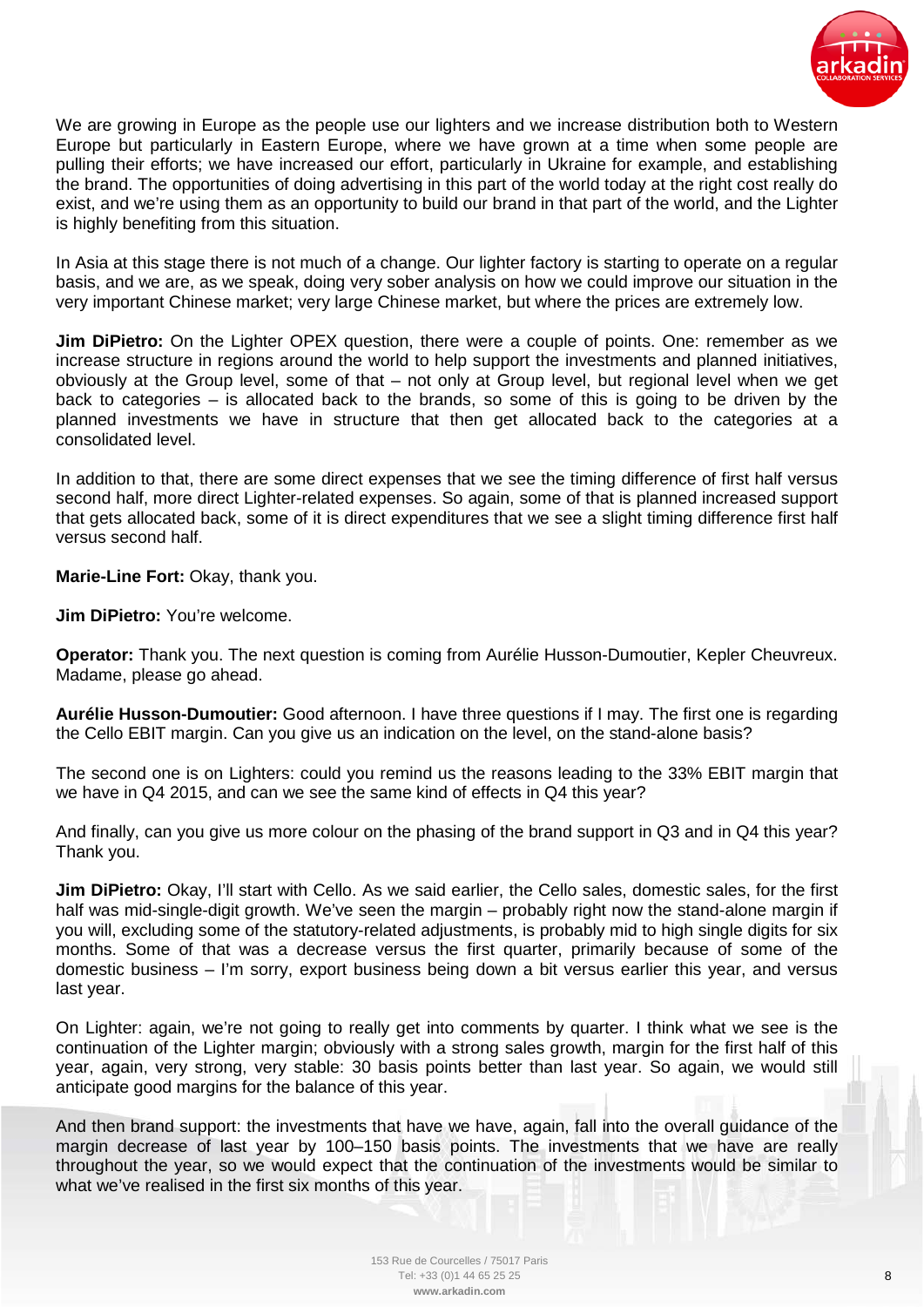We are growing in Europe as the people use our lighters and we increase distribution both to Western Europe but particularly in Eastern Europe, where we have grown at a time when some people are pulling their efforts; we have increased our effort, particularly in Ukraine for example, and establishing the brand. The opportunities of doing advertising in this part of the world today at the right cost really do exist, and we're using them as an opportunity to build our brand in that part of the world, and the Lighter is highly benefiting from this situation.

In Asia at this stage there is not much of a change. Our lighter factory is starting to operate on a regular basis, and we are, as we speak, doing very sober analysis on how we could improve our situation in the very important Chinese market; very large Chinese market, but where the prices are extremely low.

**Jim DiPietro:** On the Lighter OPEX question, there were a couple of points. One: remember as we increase structure in regions around the world to help support the investments and planned initiatives, obviously at the Group level, some of that – not only at Group level, but regional level when we get back to categories – is allocated back to the brands, so some of this is going to be driven by the planned investments we have in structure that then get allocated back to the categories at a consolidated level.

In addition to that, there are some direct expenses that we see the timing difference of first half versus second half, more direct Lighter-related expenses. So again, some of that is planned increased support that gets allocated back, some of it is direct expenditures that we see a slight timing difference first half versus second half.

**Marie-Line Fort:** Okay, thank you.

**Jim DiPietro:** You're welcome.

**Operator:** Thank you. The next question is coming from Aurélie Husson-Dumoutier, Kepler Cheuvreux. Madame, please go ahead.

**Aurélie Husson-Dumoutier:** Good afternoon. I have three questions if I may. The first one is regarding the Cello EBIT margin. Can you give us an indication on the level, on the stand-alone basis?

The second one is on Lighters: could you remind us the reasons leading to the 33% EBIT margin that we have in Q4 2015, and can we see the same kind of effects in Q4 this year?

And finally, can you give us more colour on the phasing of the brand support in Q3 and in Q4 this year? Thank you.

**Jim DiPietro:** Okay, I'll start with Cello. As we said earlier, the Cello sales, domestic sales, for the first half was mid-single-digit growth. We've seen the margin – probably right now the stand-alone margin if you will, excluding some of the statutory-related adjustments, is probably mid to high single digits for six months. Some of that was a decrease versus the first quarter, primarily because of some of the domestic business – I'm sorry, export business being down a bit versus earlier this year, and versus last year.

On Lighter: again, we're not going to really get into comments by quarter. I think what we see is the continuation of the Lighter margin; obviously with a strong sales growth, margin for the first half of this year, again, very strong, very stable: 30 basis points better than last year. So again, we would still anticipate good margins for the balance of this year.

And then brand support: the investments that have we have, again, fall into the overall guidance of the margin decrease of last year by 100–150 basis points. The investments that we have are really throughout the year, so we would expect that the continuation of the investments would be similar to what we've realised in the first six months of this year.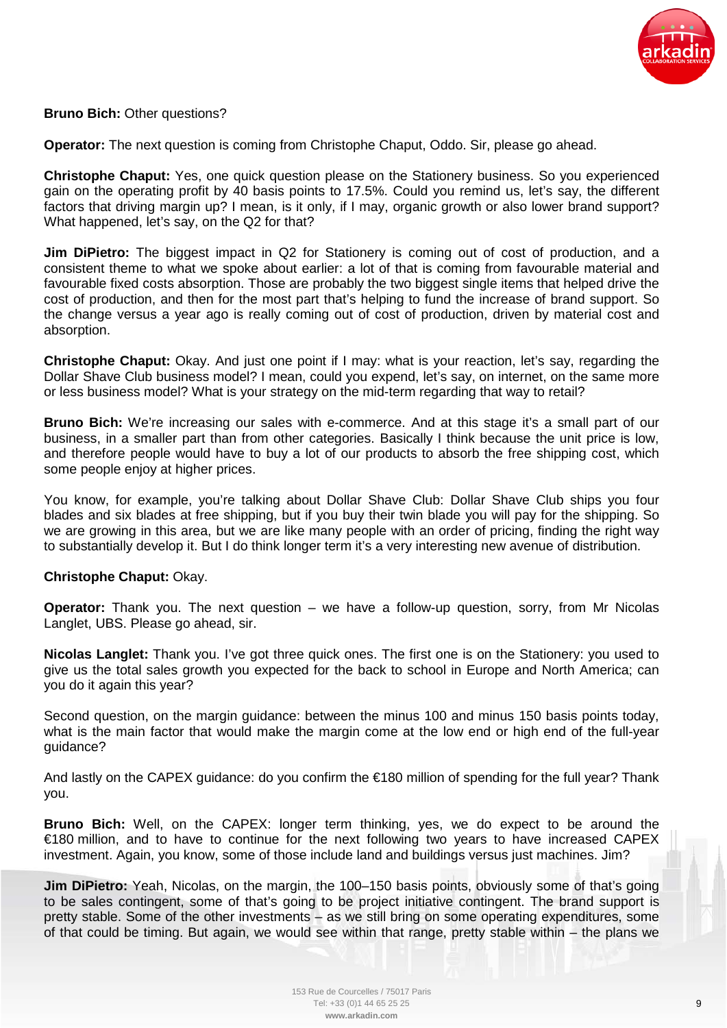**Bruno Bich:** Other questions?

**Operator:** The next question is coming from Christophe Chaput, Oddo. Sir, please go ahead.

**Christophe Chaput:** Yes, one quick question please on the Stationery business. So you experienced gain on the operating profit by 40 basis points to 17.5%. Could you remind us, let's say, the different factors that driving margin up? I mean, is it only, if I may, organic growth or also lower brand support? What happened, let's say, on the Q2 for that?

**Jim DiPietro:** The biggest impact in Q2 for Stationery is coming out of cost of production, and a consistent theme to what we spoke about earlier: a lot of that is coming from favourable material and favourable fixed costs absorption. Those are probably the two biggest single items that helped drive the cost of production, and then for the most part that's helping to fund the increase of brand support. So the change versus a year ago is really coming out of cost of production, driven by material cost and absorption.

**Christophe Chaput:** Okay. And just one point if I may: what is your reaction, let's say, regarding the Dollar Shave Club business model? I mean, could you expend, let's say, on internet, on the same more or less business model? What is your strategy on the mid-term regarding that way to retail?

**Bruno Bich:** We're increasing our sales with e-commerce. And at this stage it's a small part of our business, in a smaller part than from other categories. Basically I think because the unit price is low, and therefore people would have to buy a lot of our products to absorb the free shipping cost, which some people enjoy at higher prices.

You know, for example, you're talking about Dollar Shave Club: Dollar Shave Club ships you four blades and six blades at free shipping, but if you buy their twin blade you will pay for the shipping. So we are growing in this area, but we are like many people with an order of pricing, finding the right way to substantially develop it. But I do think longer term it's a very interesting new avenue of distribution.

**Christophe Chaput:** Okay.

**Operator:** Thank you. The next question – we have a follow-up question, sorry, from Mr Nicolas Langlet, UBS. Please go ahead, sir.

**Nicolas Langlet:** Thank you. I've got three quick ones. The first one is on the Stationery: you used to give us the total sales growth you expected for the back to school in Europe and North America; can you do it again this year?

Second question, on the margin guidance: between the minus 100 and minus 150 basis points today, what is the main factor that would make the margin come at the low end or high end of the full-year guidance?

And lastly on the CAPEX guidance: do you confirm the €180 million of spending for the full year? Thank you.

**Bruno Bich:** Well, on the CAPEX: longer term thinking, yes, we do expect to be around the €180 million, and to have to continue for the next following two years to have increased CAPEX investment. Again, you know, some of those include land and buildings versus just machines. Jim?

**Jim DiPietro:** Yeah, Nicolas, on the margin, the 100–150 basis points, obviously some of that's going to be sales contingent, some of that's going to be project initiative contingent. The brand support is pretty stable. Some of the other investments – as we still bring on some operating expenditures, some of that could be timing. But again, we would see within that range, pretty stable within – the plans we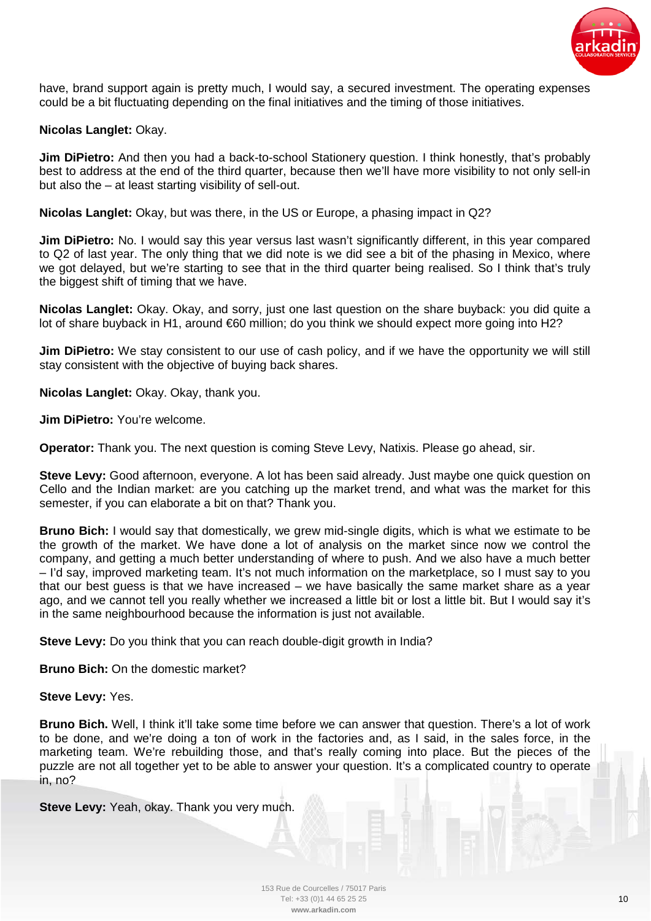have, brand support again is pretty much, I would say, a secured investment. The operating expenses could be a bit fluctuating depending on the final initiatives and the timing of those initiatives.

**Nicolas Langlet:** Okay.

**Jim DiPietro:** And then you had a back-to-school Stationery question. I think honestly, that's probably best to address at the end of the third quarter, because then we'll have more visibility to not only sell-in but also the – at least starting visibility of sell-out.

**Nicolas Langlet:** Okay, but was there, in the US or Europe, a phasing impact in Q2?

**Jim DiPietro:** No. I would say this year versus last wasn't significantly different, in this year compared to Q2 of last year. The only thing that we did note is we did see a bit of the phasing in Mexico, where we got delayed, but we're starting to see that in the third quarter being realised. So I think that's truly the biggest shift of timing that we have.

**Nicolas Langlet:** Okay. Okay, and sorry, just one last question on the share buyback: you did quite a lot of share buyback in H1, around €60 million; do you think we should expect more going into H2?

**Jim DiPietro:** We stay consistent to our use of cash policy, and if we have the opportunity we will still stay consistent with the objective of buying back shares.

**Nicolas Langlet:** Okay. Okay, thank you.

**Jim DiPietro:** You're welcome.

**Operator:** Thank you. The next question is coming Steve Levy, Natixis. Please go ahead, sir.

**Steve Levy:** Good afternoon, everyone. A lot has been said already. Just maybe one quick question on Cello and the Indian market: are you catching up the market trend, and what was the market for this semester, if you can elaborate a bit on that? Thank you.

**Bruno Bich:** I would say that domestically, we grew mid-single digits, which is what we estimate to be the growth of the market. We have done a lot of analysis on the market since now we control the company, and getting a much better understanding of where to push. And we also have a much better – I'd say, improved marketing team. It's not much information on the marketplace, so I must say to you that our best guess is that we have increased – we have basically the same market share as a year ago, and we cannot tell you really whether we increased a little bit or lost a little bit. But I would say it's in the same neighbourhood because the information is just not available.

**Steve Levy:** Do you think that you can reach double-digit growth in India?

**Bruno Bich:** On the domestic market?

**Steve Levy:** Yes.

**Bruno Bich.** Well, I think it'll take some time before we can answer that question. There's a lot of work to be done, and we're doing a ton of work in the factories and, as I said, in the sales force, in the marketing team. We're rebuilding those, and that's really coming into place. But the pieces of the puzzle are not all together yet to be able to answer your question. It's a complicated country to operate in, no?

**Steve Levy:** Yeah, okay. Thank you very much.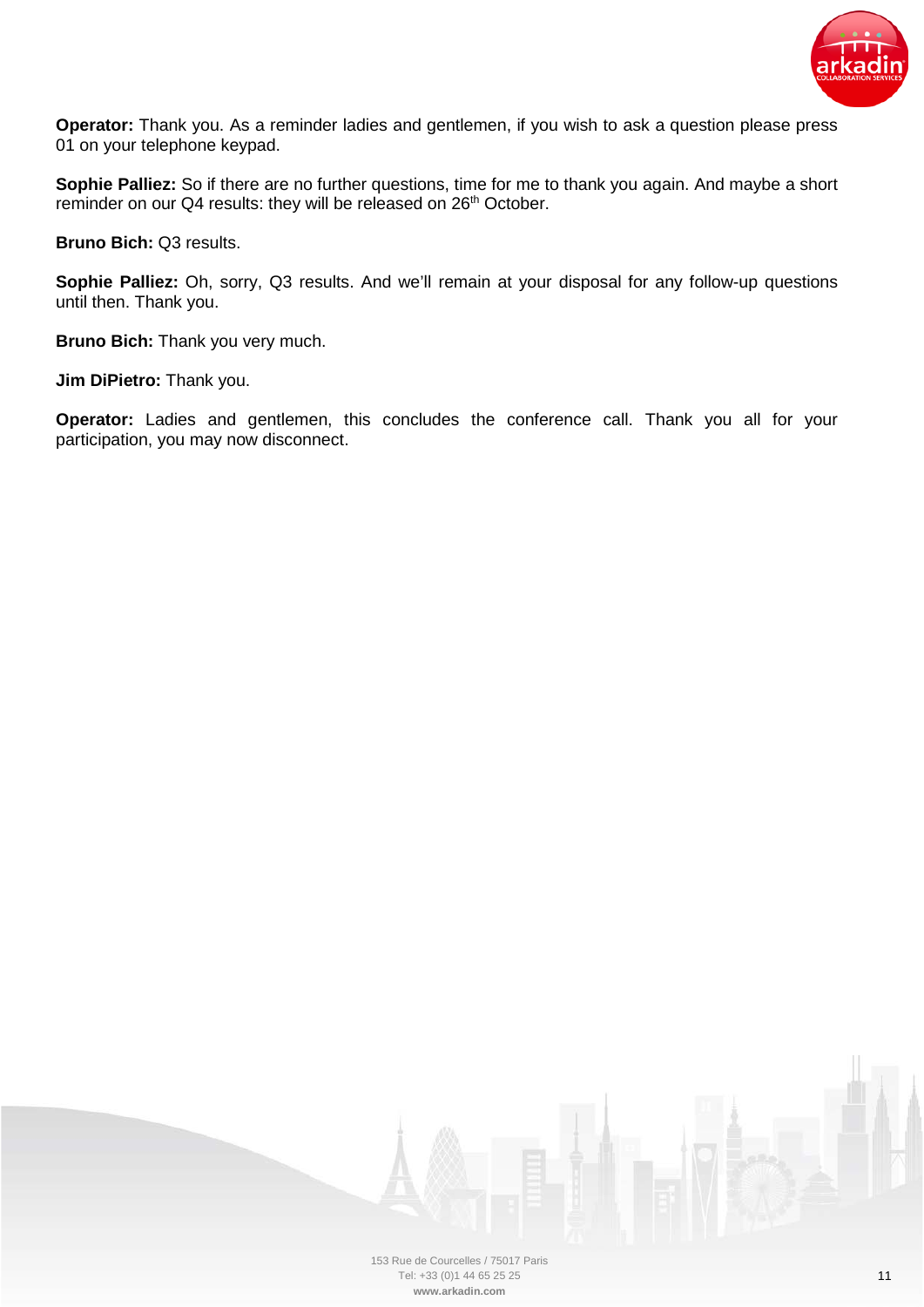**Operator:** Thank you. As a reminder ladies and gentlemen, if you wish to ask a question please press 01 on your telephone keypad.

**Sophie Palliez:** So if there are no further questions, time for me to thank you again. And maybe a short reminder on our Q4 results: they will be released on 26th October.

**Bruno Bich:** Q3 results.

**Sophie Palliez:** Oh, sorry, Q3 results. And we'll remain at your disposal for any follow-up questions until then. Thank you.

**Bruno Bich:** Thank you very much.

**Jim DiPietro:** Thank you.

**Operator:** Ladies and gentlemen, this concludes the conference call. Thank you all for your participation, you may now disconnect.